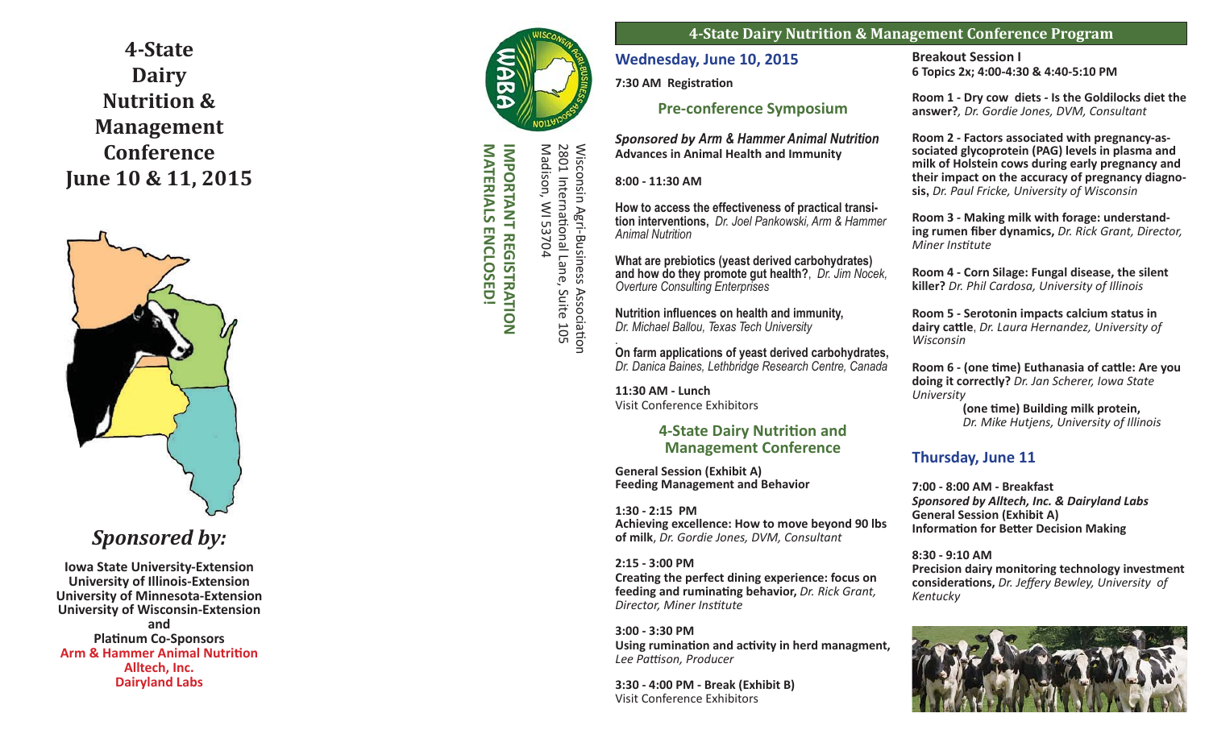# 4-State Dairy Nutrition & Management Conference June 10 & 11, 2015

## *Sponsored by:*

**Iowa State University-Extension**
**University of Illinois-Extension**
**University of Minnesota-Extension**
**University of Wisconsin-Extension**
**and**
**Platinum Co-Sponsors**
**Arm & Hammer Animal Nutrition**
**Alltech, Inc.**
**Dairyland Labs**

Wisconsin Agri-Business Association
2801 International Lane, Suite 105
Madison, WI 53704

**IMPORTANT REGISTRATION MATERIALS ENCLOSED!**

## 4-State Dairy Nutrition & Management Conference Program

### Wednesday, June 10, 2015

**7:30 AM Registration**

### Pre-conference Symposium

***Sponsored by Arm & Hammer Animal Nutrition***
**Advances in Animal Health and Immunity**

**8:00 - 11:30 AM**

**How to access the effectiveness of practical transition interventions,** *Dr. Joel Pankowski, Arm & Hammer Animal Nutrition*

**What are prebiotics (yeast derived carbohydrates) and how do they promote gut health?**, *Dr. Jim Nocek, Overture Consulting Enterprises*

**Nutrition influences on health and immunity,** *Dr. Michael Ballou, Texas Tech University*

**On farm applications of yeast derived carbohydrates,** *Dr. Danica Baines, Lethbridge Research Centre, Canada*

**11:30 AM - Lunch**
Visit Conference Exhibitors

### 4-State Dairy Nutrition and Management Conference

**General Session (Exhibit A)**
**Feeding Management and Behavior**

**1:30 - 2:15 PM**
**Achieving excellence: How to move beyond 90 lbs of milk**, *Dr. Gordie Jones, DVM, Consultant*

**2:15 - 3:00 PM**
**Creating the perfect dining experience: focus on feeding and ruminating behavior,** *Dr. Rick Grant, Director, Miner Institute*

**3:00 - 3:30 PM**
**Using rumination and activity in herd managment,** *Lee Pattison, Producer*

**3:30 - 4:00 PM - Break (Exhibit B)**
Visit Conference Exhibitors

**Breakout Session I**
**6 Topics 2x; 4:00-4:30 & 4:40-5:10 PM**

**Room 1 - Dry cow diets - Is the Goldilocks diet the answer?**, *Dr. Gordie Jones, DVM, Consultant*

**Room 2 - Factors associated with pregnancy-associated glycoprotein (PAG) levels in plasma and milk of Holstein cows during early pregnancy and their impact on the accuracy of pregnancy diagnosis,** *Dr. Paul Fricke, University of Wisconsin*

**Room 3 - Making milk with forage: understanding rumen fiber dynamics,** *Dr. Rick Grant, Director, Miner Institute*

**Room 4 - Corn Silage: Fungal disease, the silent killer?** *Dr. Phil Cardosa, University of Illinois*

**Room 5 - Serotonin impacts calcium status in dairy cattle**, *Dr. Laura Hernandez, University of Wisconsin*

**Room 6 - (one time) Euthanasia of cattle: Are you doing it correctly?** *Dr. Jan Scherer, Iowa State University*
**(one time) Building milk protein,** *Dr. Mike Hutjens, University of Illinois*

### Thursday, June 11

**7:00 - 8:00 AM - Breakfast**
***Sponsored by Alltech, Inc. & Dairyland Labs***
**General Session (Exhibit A)**
**Information for Better Decision Making**

**8:30 - 9:10 AM**
**Precision dairy monitoring technology investment considerations,** *Dr. Jeffery Bewley, University of Kentucky*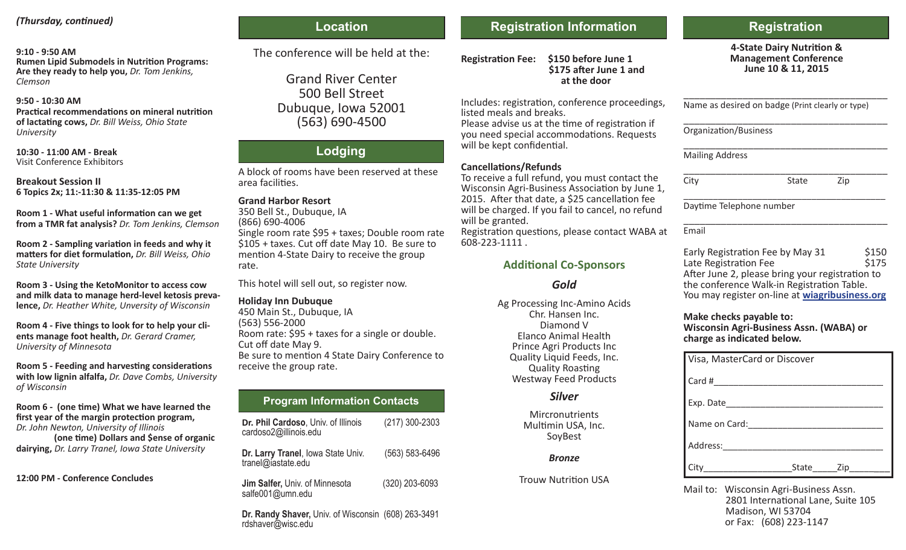*(Thursday, continued)*

**9:10 - 9:50 AM**
**Rumen Lipid Submodels in Nutrition Programs: Are they ready to help you,** *Dr. Tom Jenkins, Clemson*

**9:50 - 10:30 AM**
**Practical recommendations on mineral nutrition of lactating cows,** *Dr. Bill Weiss, Ohio State University*

**10:30 - 11:00 AM - Break**
Visit Conference Exhibitors

**Breakout Session II**
**6 Topics 2x; 11:-11:30 & 11:35-12:05 PM**

**Room 1 - What useful information can we get from a TMR fat analysis?** *Dr. Tom Jenkins, Clemson*

**Room 2 - Sampling variation in feeds and why it matters for diet formulation,** *Dr. Bill Weiss, Ohio State University*

**Room 3 - Using the KetoMonitor to access cow and milk data to manage herd-level ketosis prevalence,** *Dr. Heather White, University of Wisconsin*

**Room 4 - Five things to look for to help your clients manage foot health,** *Dr. Gerard Cramer, University of Minnesota*

**Room 5 - Feeding and harvesting considerations with low lignin alfalfa,** *Dr. Dave Combs, University of Wisconsin*

**Room 6 - (one time) What we have learned the first year of the margin protection program,** *Dr. John Newton, University of Illinois*
**(one time) Dollars and $ense of organic dairying,** *Dr. Larry Tranel, Iowa State University*

**12:00 PM - Conference Concludes**

## Location

The conference will be held at the:

Grand River Center
500 Bell Street
Dubuque, Iowa 52001
(563) 690-4500

## Lodging

A block of rooms have been reserved at these area facilities.

**Grand Harbor Resort**
350 Bell St., Dubuque, IA
(866) 690-4006
Single room rate $95 + taxes; Double room rate $105 + taxes. Cut off date May 10. Be sure to mention 4-State Dairy to receive the group rate.

This hotel will sell out, so register now.

**Holiday Inn Dubuque**
450 Main St., Dubuque, IA
(563) 556-2000
Room rate: $95 + taxes for a single or double. Cut off date May 9.
Be sure to mention 4 State Dairy Conference to receive the group rate.

## Program Information Contacts

**Dr. Phil Cardoso**, Univ. of Illinois (217) 300-2303
cardoso2@illinois.edu

**Dr. Larry Tranel**, Iowa State Univ. (563) 583-6496
tranel@iastate.edu

**Jim Salfer,** Univ. of Minnesota (320) 203-6093
salfe001@umn.edu

**Dr. Randy Shaver,** Univ. of Wisconsin (608) 263-3491
rdshaver@wisc.edu

## Registration Information

**Registration Fee: $150 before June 1**
**$175 after June 1 and at the door**

Includes: registration, conference proceedings, listed meals and breaks.
Please advise us at the time of registration if you need special accommodations. Requests will be kept confidential.

**Cancellations/Refunds**
To receive a full refund, you must contact the Wisconsin Agri-Business Association by June 1, 2015. After that date, a $25 cancellation fee will be charged. If you fail to cancel, no refund will be granted.
Registration questions, please contact WABA at 608-223-1111 .

### Additional Co-Sponsors

***Gold***

Ag Processing Inc-Amino Acids
Chr. Hansen Inc.
Diamond V
Elanco Animal Health
Prince Agri Products Inc
Quality Liquid Feeds, Inc.
Quality Roasting
Westway Feed Products

***Silver***

Mircronutrients
Multimin USA, Inc.
SoyBest

***Bronze***

Trouw Nutrition USA

## Registration

**4-State Dairy Nutrition & Management Conference**
**June 10 & 11, 2015**

_______________________________________
Name as desired on badge (Print clearly or type)

_______________________________________
Organization/Business

_______________________________________
Mailing Address

_______________________________________
City State Zip

_______________________________________
Daytime Telephone number

_______________________________________
Email

Early Registration Fee by May 31 $150
Late Registration Fee $175
After June 2, please bring your registration to the conference Walk-in Registration Table.
You may register on-line at **wiagribusiness.org**

**Make checks payable to:**
**Wisconsin Agri-Business Assn. (WABA) or charge as indicated below.**

Visa, MasterCard or Discover

Card #________________________________

Exp. Date______________________________

Name on Card:__________________________

Address:______________________________

City________________State_____Zip________

Mail to: Wisconsin Agri-Business Assn.
2801 International Lane, Suite 105
Madison, WI 53704
or Fax: (608) 223-1147